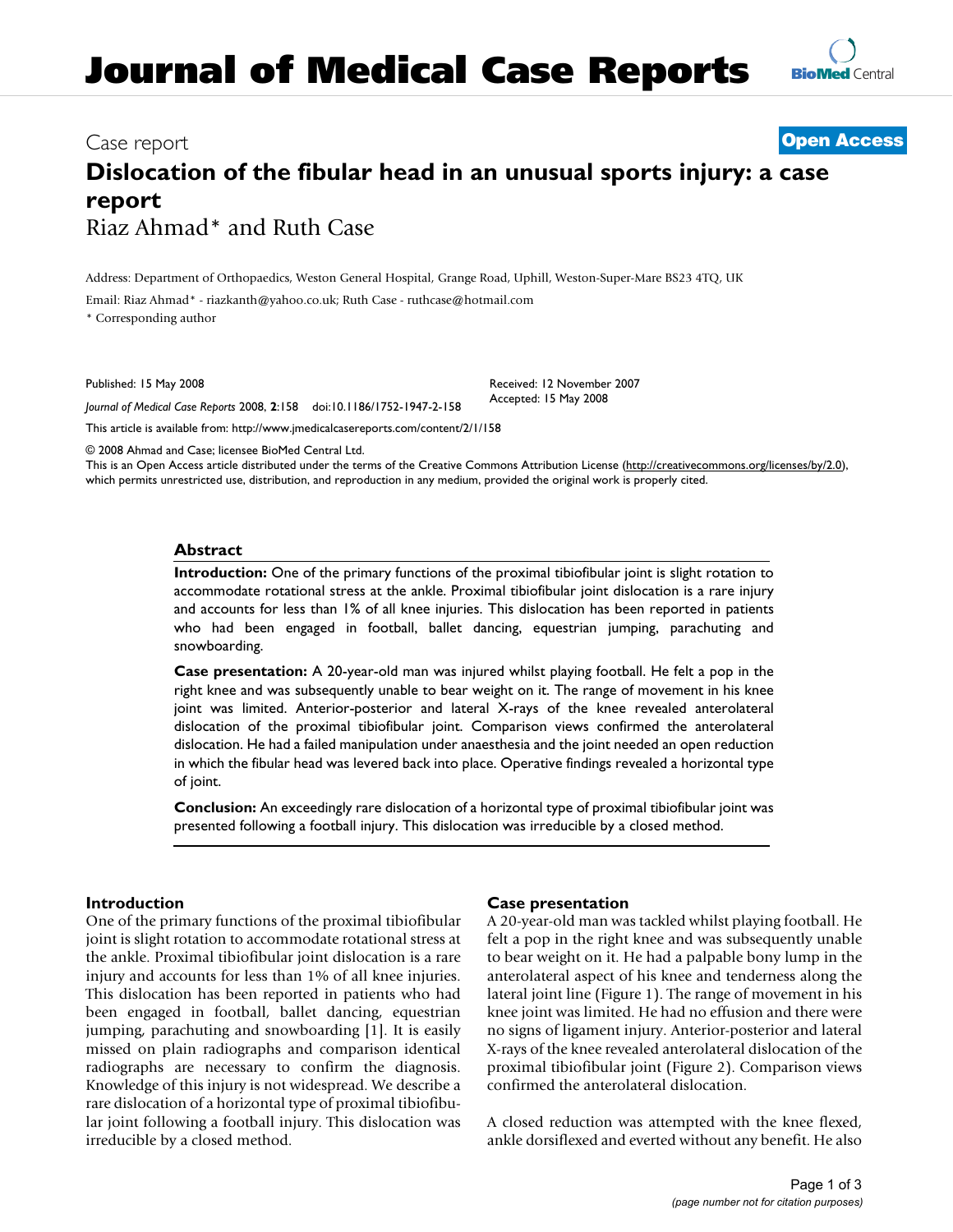# Journal of Medical Case Reports

Case report

**Open Access**

# Dislocation of the fibular head in an unusual sports injury: a case report

Riaz Ahmad* and Ruth Case

Address: Department of Orthopaedics, Weston General Hospital, Grange Road, Uphill, Weston-Super-Mare BS23 4TQ, UK

Email: Riaz Ahmad* - riazkanth@yahoo.co.uk; Ruth Case - ruthcase@hotmail.com

\* Corresponding author

Published: 15 May 2008

*Journal of Medical Case Reports* 2008, **2**:158 doi:10.1186/1752-1947-2-158

Received: 12 November 2007
Accepted: 15 May 2008

This article is available from: http://www.jmedicalcasereports.com/content/2/1/158

© 2008 Ahmad and Case; licensee BioMed Central Ltd.

This is an Open Access article distributed under the terms of the Creative Commons Attribution License (http://creativecommons.org/licenses/by/2.0), which permits unrestricted use, distribution, and reproduction in any medium, provided the original work is properly cited.

## Abstract

**Introduction:** One of the primary functions of the proximal tibiofibular joint is slight rotation to accommodate rotational stress at the ankle. Proximal tibiofibular joint dislocation is a rare injury and accounts for less than 1% of all knee injuries. This dislocation has been reported in patients who had been engaged in football, ballet dancing, equestrian jumping, parachuting and snowboarding.

**Case presentation:** A 20-year-old man was injured whilst playing football. He felt a pop in the right knee and was subsequently unable to bear weight on it. The range of movement in his knee joint was limited. Anterior-posterior and lateral X-rays of the knee revealed anterolateral dislocation of the proximal tibiofibular joint. Comparison views confirmed the anterolateral dislocation. He had a failed manipulation under anaesthesia and the joint needed an open reduction in which the fibular head was levered back into place. Operative findings revealed a horizontal type of joint.

**Conclusion:** An exceedingly rare dislocation of a horizontal type of proximal tibiofibular joint was presented following a football injury. This dislocation was irreducible by a closed method.

## Introduction

One of the primary functions of the proximal tibiofibular joint is slight rotation to accommodate rotational stress at the ankle. Proximal tibiofibular joint dislocation is a rare injury and accounts for less than 1% of all knee injuries. This dislocation has been reported in patients who had been engaged in football, ballet dancing, equestrian jumping, parachuting and snowboarding [1]. It is easily missed on plain radiographs and comparison identical radiographs are necessary to confirm the diagnosis. Knowledge of this injury is not widespread. We describe a rare dislocation of a horizontal type of proximal tibiofibular joint following a football injury. This dislocation was irreducible by a closed method.

## Case presentation

A 20-year-old man was tackled whilst playing football. He felt a pop in the right knee and was subsequently unable to bear weight on it. He had a palpable bony lump in the anterolateral aspect of his knee and tenderness along the lateral joint line (Figure 1). The range of movement in his knee joint was limited. He had no effusion and there were no signs of ligament injury. Anterior-posterior and lateral X-rays of the knee revealed anterolateral dislocation of the proximal tibiofibular joint (Figure 2). Comparison views confirmed the anterolateral dislocation.

A closed reduction was attempted with the knee flexed, ankle dorsiflexed and everted without any benefit. He also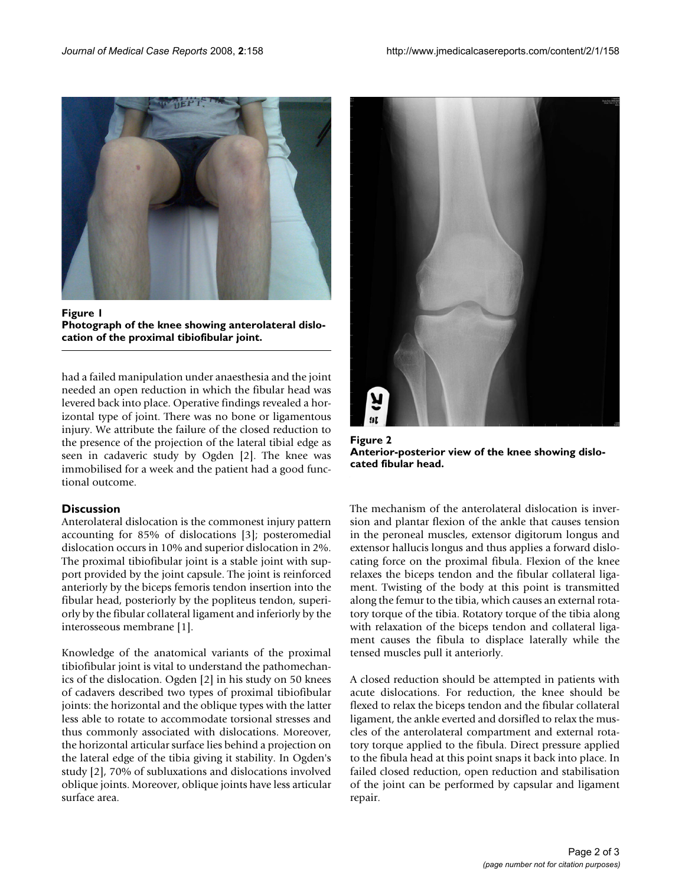**Figure 1**
**Photograph of the knee showing anterolateral dislocation of the proximal tibiofibular joint.**

had a failed manipulation under anaesthesia and the joint needed an open reduction in which the fibular head was levered back into place. Operative findings revealed a horizontal type of joint. There was no bone or ligamentous injury. We attribute the failure of the closed reduction to the presence of the projection of the lateral tibial edge as seen in cadaveric study by Ogden [2]. The knee was immobilised for a week and the patient had a good functional outcome.

## Discussion

Anterolateral dislocation is the commonest injury pattern accounting for 85% of dislocations [3]; posteromedial dislocation occurs in 10% and superior dislocation in 2%. The proximal tibiofibular joint is a stable joint with support provided by the joint capsule. The joint is reinforced anteriorly by the biceps femoris tendon insertion into the fibular head, posteriorly by the popliteus tendon, superiorly by the fibular collateral ligament and inferiorly by the interosseous membrane [1].

Knowledge of the anatomical variants of the proximal tibiofibular joint is vital to understand the pathomechanics of the dislocation. Ogden [2] in his study on 50 knees of cadavers described two types of proximal tibiofibular joints: the horizontal and the oblique types with the latter less able to rotate to accommodate torsional stresses and thus commonly associated with dislocations. Moreover, the horizontal articular surface lies behind a projection on the lateral edge of the tibia giving it stability. In Ogden's study [2], 70% of subluxations and dislocations involved oblique joints. Moreover, oblique joints have less articular surface area.

**Figure 2**
**Anterior-posterior view of the knee showing dislocated fibular head.**

The mechanism of the anterolateral dislocation is inversion and plantar flexion of the ankle that causes tension in the peroneal muscles, extensor digitorum longus and extensor hallucis longus and thus applies a forward dislocating force on the proximal fibula. Flexion of the knee relaxes the biceps tendon and the fibular collateral ligament. Twisting of the body at this point is transmitted along the femur to the tibia, which causes an external rotatory torque of the tibia. Rotatory torque of the tibia along with relaxation of the biceps tendon and collateral ligament causes the fibula to displace laterally while the tensed muscles pull it anteriorly.

A closed reduction should be attempted in patients with acute dislocations. For reduction, the knee should be flexed to relax the biceps tendon and the fibular collateral ligament, the ankle everted and dorsifled to relax the muscles of the anterolateral compartment and external rotatory torque applied to the fibula. Direct pressure applied to the fibula head at this point snaps it back into place. In failed closed reduction, open reduction and stabilisation of the joint can be performed by capsular and ligament repair.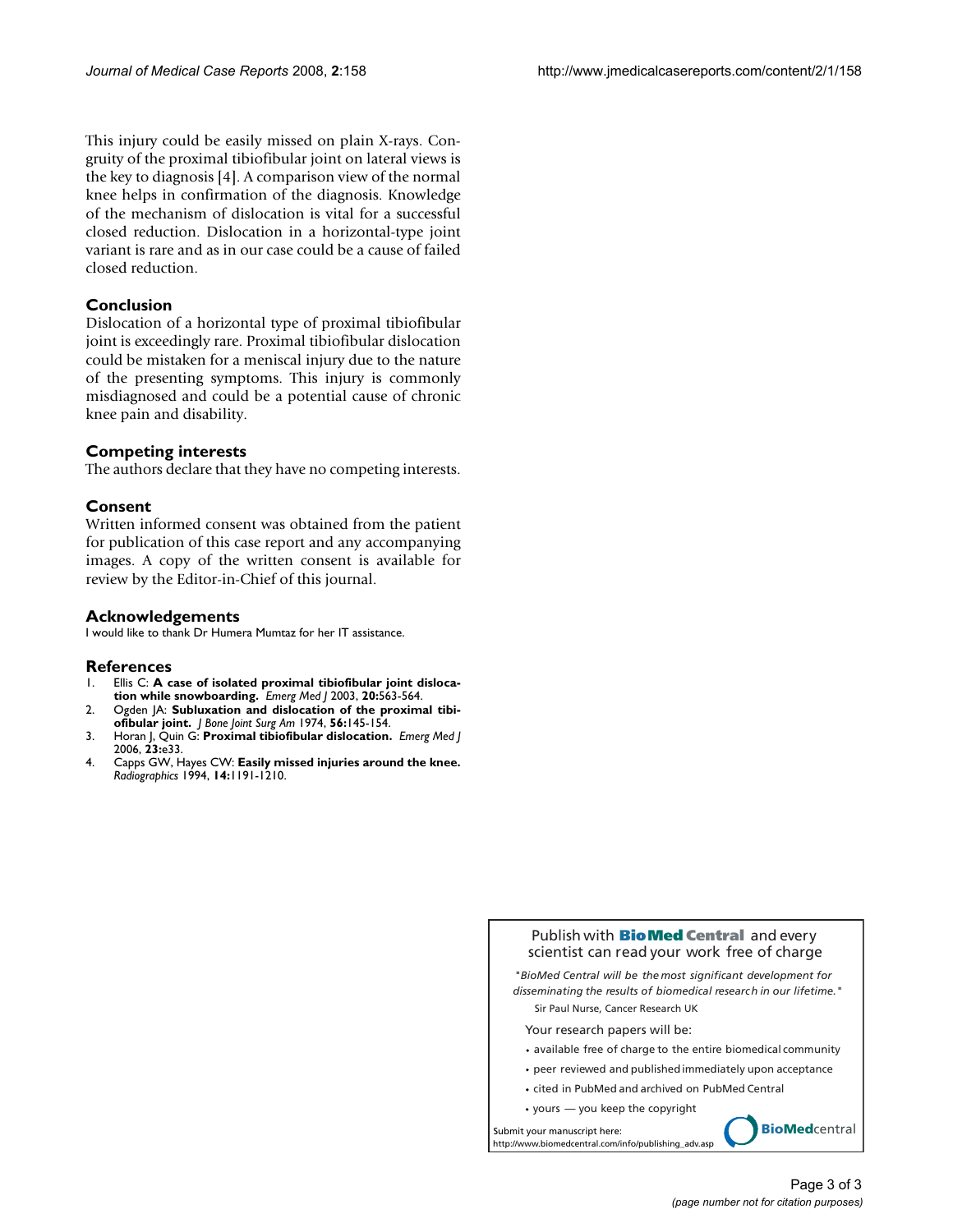This injury could be easily missed on plain X-rays. Congruity of the proximal tibiofibular joint on lateral views is the key to diagnosis [4]. A comparison view of the normal knee helps in confirmation of the diagnosis. Knowledge of the mechanism of dislocation is vital for a successful closed reduction. Dislocation in a horizontal-type joint variant is rare and as in our case could be a cause of failed closed reduction.

## Conclusion

Dislocation of a horizontal type of proximal tibiofibular joint is exceedingly rare. Proximal tibiofibular dislocation could be mistaken for a meniscal injury due to the nature of the presenting symptoms. This injury is commonly misdiagnosed and could be a potential cause of chronic knee pain and disability.

## Competing interests

The authors declare that they have no competing interests.

## Consent

Written informed consent was obtained from the patient for publication of this case report and any accompanying images. A copy of the written consent is available for review by the Editor-in-Chief of this journal.

## Acknowledgements

I would like to thank Dr Humera Mumtaz for her IT assistance.

## References

1. Ellis C: **A case of isolated proximal tibiofibular joint dislocation while snowboarding.** *Emerg Med J* 2003, **20:**563-564.
2. Ogden JA: **Subluxation and dislocation of the proximal tibiofibular joint.** *J Bone Joint Surg Am* 1974, **56:**145-154.
3. Horan J, Quin G: **Proximal tibiofibular dislocation.** *Emerg Med J* 2006, **23:**e33.
4. Capps GW, Hayes CW: **Easily missed injuries around the knee.** *Radiographics* 1994, **14:**1191-1210.

Publish with **BioMed Central** and every scientist can read your work free of charge

*"BioMed Central will be the most significant development for disseminating the results of biomedical research in our lifetime."*
Sir Paul Nurse, Cancer Research UK

Your research papers will be:

- available free of charge to the entire biomedical community
- peer reviewed and published immediately upon acceptance
- cited in PubMed and archived on PubMed Central
- yours — you keep the copyright

Submit your manuscript here:
http://www.biomedcentral.com/info/publishing_adv.asp

BioMedcentral